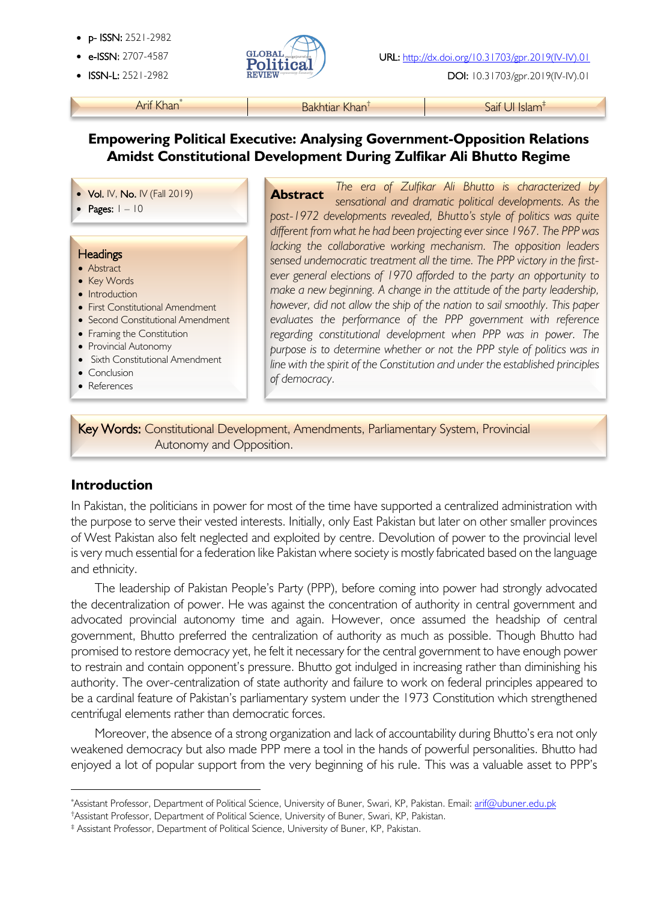- **p- ISSN:** 2521-2982
- **e-ISSN:** 2707-4587
- **ISSN-L:** 2521-2982

**URL:** http://dx.doi.org/10.31703/gpr.2019(IV-IV).01

**DOI:** 10.31703/gpr.2019(IV-IV).01

| Arif Khan[*] | Bakhtiar Khan[†] | Saif Ul Islam[‡] |
|---|---|---|

# Empowering Political Executive: Analysing Government-Opposition Relations Amidst Constitutional Development During Zulfikar Ali Bhutto Regime

- **Vol.** IV, **No.** IV (Fall 2019)
- **Pages:** 1 – 10

**Headings**

- Abstract
- Key Words
- Introduction
- First Constitutional Amendment
- Second Constitutional Amendment
- Framing the Constitution
- Provincial Autonomy
- Sixth Constitutional Amendment
- Conclusion
- References

**Abstract** *The era of Zulfikar Ali Bhutto is characterized by sensational and dramatic political developments. As the post-1972 developments revealed, Bhutto's style of politics was quite different from what he had been projecting ever since 1967. The PPP was lacking the collaborative working mechanism. The opposition leaders sensed undemocratic treatment all the time. The PPP victory in the first-ever general elections of 1970 afforded to the party an opportunity to make a new beginning. A change in the attitude of the party leadership, however, did not allow the ship of the nation to sail smoothly. This paper evaluates the performance of the PPP government with reference regarding constitutional development when PPP was in power. The purpose is to determine whether or not the PPP style of politics was in line with the spirit of the Constitution and under the established principles of democracy.*

**Key Words:** Constitutional Development, Amendments, Parliamentary System, Provincial Autonomy and Opposition.

## Introduction

In Pakistan, the politicians in power for most of the time have supported a centralized administration with the purpose to serve their vested interests. Initially, only East Pakistan but later on other smaller provinces of West Pakistan also felt neglected and exploited by centre. Devolution of power to the provincial level is very much essential for a federation like Pakistan where society is mostly fabricated based on the language and ethnicity.

The leadership of Pakistan People's Party (PPP), before coming into power had strongly advocated the decentralization of power. He was against the concentration of authority in central government and advocated provincial autonomy time and again. However, once assumed the headship of central government, Bhutto preferred the centralization of authority as much as possible. Though Bhutto had promised to restore democracy yet, he felt it necessary for the central government to have enough power to restrain and contain opponent's pressure. Bhutto got indulged in increasing rather than diminishing his authority. The over-centralization of state authority and failure to work on federal principles appeared to be a cardinal feature of Pakistan's parliamentary system under the 1973 Constitution which strengthened centrifugal elements rather than democratic forces.

Moreover, the absence of a strong organization and lack of accountability during Bhutto's era not only weakened democracy but also made PPP mere a tool in the hands of powerful personalities. Bhutto had enjoyed a lot of popular support from the very beginning of his rule. This was a valuable asset to PPP's

---

[*] Assistant Professor, Department of Political Science, University of Buner, Swari, KP, Pakistan. Email: arif@ubuner.edu.pk

[†] Assistant Professor, Department of Political Science, University of Buner, Swari, KP, Pakistan.

[‡] Assistant Professor, Department of Political Science, University of Buner, KP, Pakistan.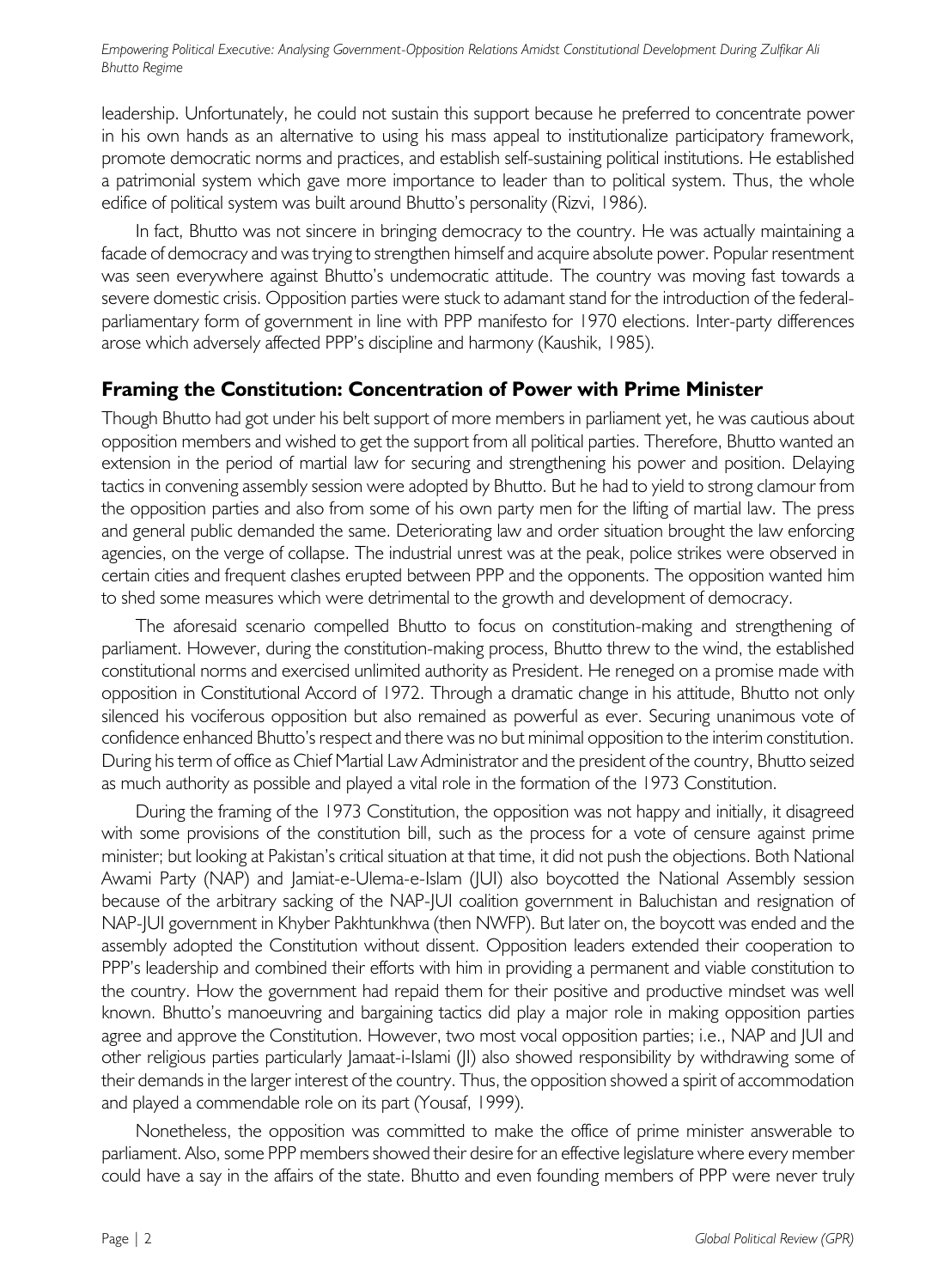leadership. Unfortunately, he could not sustain this support because he preferred to concentrate power in his own hands as an alternative to using his mass appeal to institutionalize participatory framework, promote democratic norms and practices, and establish self-sustaining political institutions. He established a patrimonial system which gave more importance to leader than to political system. Thus, the whole edifice of political system was built around Bhutto's personality (Rizvi, 1986).

In fact, Bhutto was not sincere in bringing democracy to the country. He was actually maintaining a facade of democracy and was trying to strengthen himself and acquire absolute power. Popular resentment was seen everywhere against Bhutto's undemocratic attitude. The country was moving fast towards a severe domestic crisis. Opposition parties were stuck to adamant stand for the introduction of the federal-parliamentary form of government in line with PPP manifesto for 1970 elections. Inter-party differences arose which adversely affected PPP's discipline and harmony (Kaushik, 1985).

## Framing the Constitution: Concentration of Power with Prime Minister

Though Bhutto had got under his belt support of more members in parliament yet, he was cautious about opposition members and wished to get the support from all political parties. Therefore, Bhutto wanted an extension in the period of martial law for securing and strengthening his power and position. Delaying tactics in convening assembly session were adopted by Bhutto. But he had to yield to strong clamour from the opposition parties and also from some of his own party men for the lifting of martial law. The press and general public demanded the same. Deteriorating law and order situation brought the law enforcing agencies, on the verge of collapse. The industrial unrest was at the peak, police strikes were observed in certain cities and frequent clashes erupted between PPP and the opponents. The opposition wanted him to shed some measures which were detrimental to the growth and development of democracy.

The aforesaid scenario compelled Bhutto to focus on constitution-making and strengthening of parliament. However, during the constitution-making process, Bhutto threw to the wind, the established constitutional norms and exercised unlimited authority as President. He reneged on a promise made with opposition in Constitutional Accord of 1972. Through a dramatic change in his attitude, Bhutto not only silenced his vociferous opposition but also remained as powerful as ever. Securing unanimous vote of confidence enhanced Bhutto's respect and there was no but minimal opposition to the interim constitution. During his term of office as Chief Martial Law Administrator and the president of the country, Bhutto seized as much authority as possible and played a vital role in the formation of the 1973 Constitution.

During the framing of the 1973 Constitution, the opposition was not happy and initially, it disagreed with some provisions of the constitution bill, such as the process for a vote of censure against prime minister; but looking at Pakistan's critical situation at that time, it did not push the objections. Both National Awami Party (NAP) and Jamiat-e-Ulema-e-Islam (JUI) also boycotted the National Assembly session because of the arbitrary sacking of the NAP-JUI coalition government in Baluchistan and resignation of NAP-JUI government in Khyber Pakhtunkhwa (then NWFP). But later on, the boycott was ended and the assembly adopted the Constitution without dissent. Opposition leaders extended their cooperation to PPP's leadership and combined their efforts with him in providing a permanent and viable constitution to the country. How the government had repaid them for their positive and productive mindset was well known. Bhutto's manoeuvring and bargaining tactics did play a major role in making opposition parties agree and approve the Constitution. However, two most vocal opposition parties; i.e., NAP and JUI and other religious parties particularly Jamaat-i-Islami (JI) also showed responsibility by withdrawing some of their demands in the larger interest of the country. Thus, the opposition showed a spirit of accommodation and played a commendable role on its part (Yousaf, 1999).

Nonetheless, the opposition was committed to make the office of prime minister answerable to parliament. Also, some PPP members showed their desire for an effective legislature where every member could have a say in the affairs of the state. Bhutto and even founding members of PPP were never truly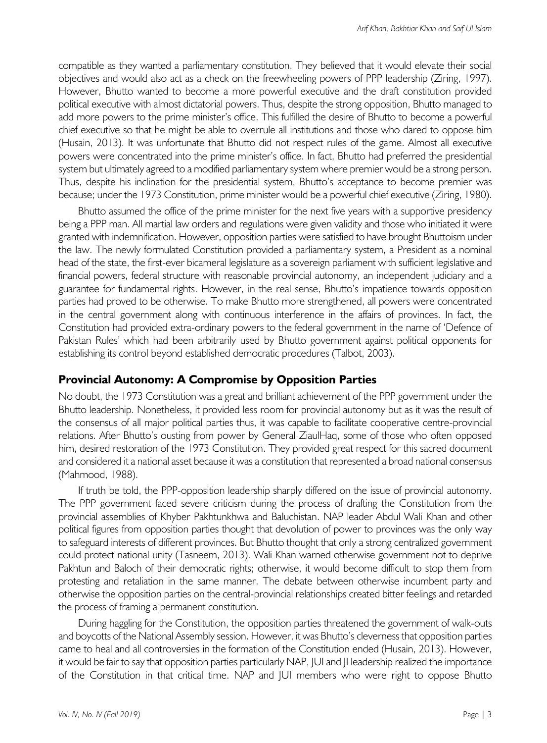compatible as they wanted a parliamentary constitution. They believed that it would elevate their social objectives and would also act as a check on the freewheeling powers of PPP leadership (Ziring, 1997). However, Bhutto wanted to become a more powerful executive and the draft constitution provided political executive with almost dictatorial powers. Thus, despite the strong opposition, Bhutto managed to add more powers to the prime minister's office. This fulfilled the desire of Bhutto to become a powerful chief executive so that he might be able to overrule all institutions and those who dared to oppose him (Husain, 2013). It was unfortunate that Bhutto did not respect rules of the game. Almost all executive powers were concentrated into the prime minister's office. In fact, Bhutto had preferred the presidential system but ultimately agreed to a modified parliamentary system where premier would be a strong person. Thus, despite his inclination for the presidential system, Bhutto's acceptance to become premier was because; under the 1973 Constitution, prime minister would be a powerful chief executive (Ziring, 1980).

Bhutto assumed the office of the prime minister for the next five years with a supportive presidency being a PPP man. All martial law orders and regulations were given validity and those who initiated it were granted with indemnification. However, opposition parties were satisfied to have brought Bhuttoism under the law. The newly formulated Constitution provided a parliamentary system, a President as a nominal head of the state, the first-ever bicameral legislature as a sovereign parliament with sufficient legislative and financial powers, federal structure with reasonable provincial autonomy, an independent judiciary and a guarantee for fundamental rights. However, in the real sense, Bhutto's impatience towards opposition parties had proved to be otherwise. To make Bhutto more strengthened, all powers were concentrated in the central government along with continuous interference in the affairs of provinces. In fact, the Constitution had provided extra-ordinary powers to the federal government in the name of 'Defence of Pakistan Rules' which had been arbitrarily used by Bhutto government against political opponents for establishing its control beyond established democratic procedures (Talbot, 2003).

## Provincial Autonomy: A Compromise by Opposition Parties

No doubt, the 1973 Constitution was a great and brilliant achievement of the PPP government under the Bhutto leadership. Nonetheless, it provided less room for provincial autonomy but as it was the result of the consensus of all major political parties thus, it was capable to facilitate cooperative centre-provincial relations. After Bhutto's ousting from power by General ZiaulHaq, some of those who often opposed him, desired restoration of the 1973 Constitution. They provided great respect for this sacred document and considered it a national asset because it was a constitution that represented a broad national consensus (Mahmood, 1988).

If truth be told, the PPP-opposition leadership sharply differed on the issue of provincial autonomy. The PPP government faced severe criticism during the process of drafting the Constitution from the provincial assemblies of Khyber Pakhtunkhwa and Baluchistan. NAP leader Abdul Wali Khan and other political figures from opposition parties thought that devolution of power to provinces was the only way to safeguard interests of different provinces. But Bhutto thought that only a strong centralized government could protect national unity (Tasneem, 2013). Wali Khan warned otherwise government not to deprive Pakhtun and Baloch of their democratic rights; otherwise, it would become difficult to stop them from protesting and retaliation in the same manner. The debate between otherwise incumbent party and otherwise the opposition parties on the central-provincial relationships created bitter feelings and retarded the process of framing a permanent constitution.

During haggling for the Constitution, the opposition parties threatened the government of walk-outs and boycotts of the National Assembly session. However, it was Bhutto's cleverness that opposition parties came to heal and all controversies in the formation of the Constitution ended (Husain, 2013). However, it would be fair to say that opposition parties particularly NAP, JUI and JI leadership realized the importance of the Constitution in that critical time. NAP and JUI members who were right to oppose Bhutto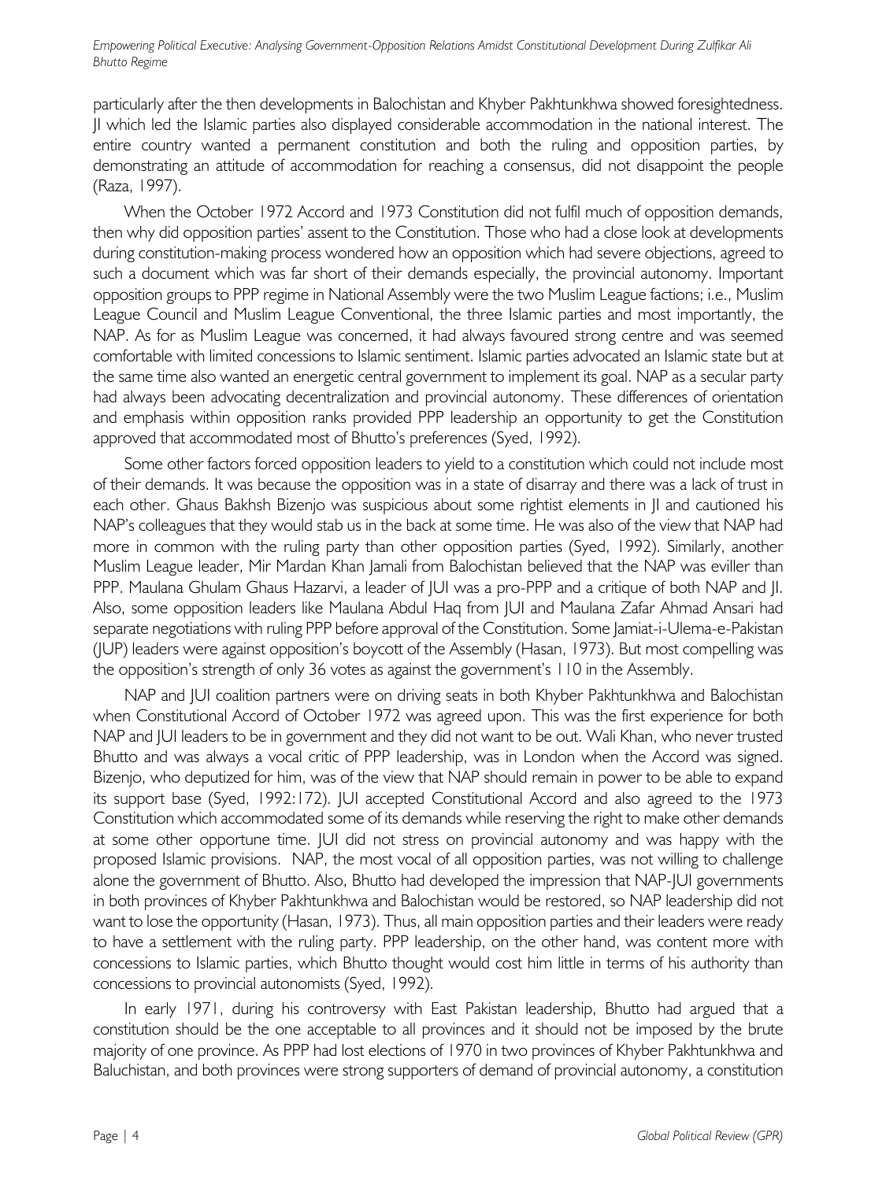particularly after the then developments in Balochistan and Khyber Pakhtunkhwa showed foresightedness. JI which led the Islamic parties also displayed considerable accommodation in the national interest. The entire country wanted a permanent constitution and both the ruling and opposition parties, by demonstrating an attitude of accommodation for reaching a consensus, did not disappoint the people (Raza, 1997).

When the October 1972 Accord and 1973 Constitution did not fulfil much of opposition demands, then why did opposition parties' assent to the Constitution. Those who had a close look at developments during constitution-making process wondered how an opposition which had severe objections, agreed to such a document which was far short of their demands especially, the provincial autonomy. Important opposition groups to PPP regime in National Assembly were the two Muslim League factions; i.e., Muslim League Council and Muslim League Conventional, the three Islamic parties and most importantly, the NAP. As for as Muslim League was concerned, it had always favoured strong centre and was seemed comfortable with limited concessions to Islamic sentiment. Islamic parties advocated an Islamic state but at the same time also wanted an energetic central government to implement its goal. NAP as a secular party had always been advocating decentralization and provincial autonomy. These differences of orientation and emphasis within opposition ranks provided PPP leadership an opportunity to get the Constitution approved that accommodated most of Bhutto's preferences (Syed, 1992).

Some other factors forced opposition leaders to yield to a constitution which could not include most of their demands. It was because the opposition was in a state of disarray and there was a lack of trust in each other. Ghaus Bakhsh Bizenjo was suspicious about some rightist elements in JI and cautioned his NAP's colleagues that they would stab us in the back at some time. He was also of the view that NAP had more in common with the ruling party than other opposition parties (Syed, 1992). Similarly, another Muslim League leader, Mir Mardan Khan Jamali from Balochistan believed that the NAP was eviller than PPP. Maulana Ghulam Ghaus Hazarvi, a leader of JUI was a pro-PPP and a critique of both NAP and JI. Also, some opposition leaders like Maulana Abdul Haq from JUI and Maulana Zafar Ahmad Ansari had separate negotiations with ruling PPP before approval of the Constitution. Some Jamiat-i-Ulema-e-Pakistan (JUP) leaders were against opposition's boycott of the Assembly (Hasan, 1973). But most compelling was the opposition's strength of only 36 votes as against the government's 110 in the Assembly.

NAP and JUI coalition partners were on driving seats in both Khyber Pakhtunkhwa and Balochistan when Constitutional Accord of October 1972 was agreed upon. This was the first experience for both NAP and JUI leaders to be in government and they did not want to be out. Wali Khan, who never trusted Bhutto and was always a vocal critic of PPP leadership, was in London when the Accord was signed. Bizenjo, who deputized for him, was of the view that NAP should remain in power to be able to expand its support base (Syed, 1992:172). JUI accepted Constitutional Accord and also agreed to the 1973 Constitution which accommodated some of its demands while reserving the right to make other demands at some other opportune time. JUI did not stress on provincial autonomy and was happy with the proposed Islamic provisions. NAP, the most vocal of all opposition parties, was not willing to challenge alone the government of Bhutto. Also, Bhutto had developed the impression that NAP-JUI governments in both provinces of Khyber Pakhtunkhwa and Balochistan would be restored, so NAP leadership did not want to lose the opportunity (Hasan, 1973). Thus, all main opposition parties and their leaders were ready to have a settlement with the ruling party. PPP leadership, on the other hand, was content more with concessions to Islamic parties, which Bhutto thought would cost him little in terms of his authority than concessions to provincial autonomists (Syed, 1992).

In early 1971, during his controversy with East Pakistan leadership, Bhutto had argued that a constitution should be the one acceptable to all provinces and it should not be imposed by the brute majority of one province. As PPP had lost elections of 1970 in two provinces of Khyber Pakhtunkhwa and Baluchistan, and both provinces were strong supporters of demand of provincial autonomy, a constitution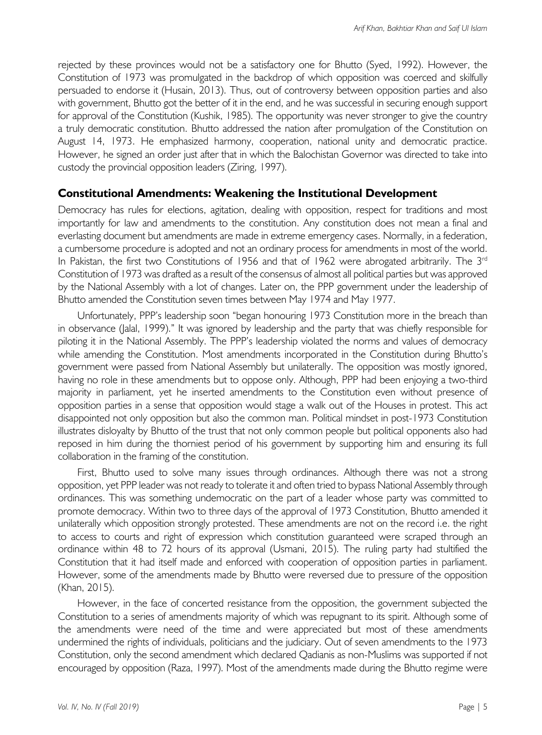rejected by these provinces would not be a satisfactory one for Bhutto (Syed, 1992). However, the Constitution of 1973 was promulgated in the backdrop of which opposition was coerced and skilfully persuaded to endorse it (Husain, 2013). Thus, out of controversy between opposition parties and also with government, Bhutto got the better of it in the end, and he was successful in securing enough support for approval of the Constitution (Kushik, 1985). The opportunity was never stronger to give the country a truly democratic constitution. Bhutto addressed the nation after promulgation of the Constitution on August 14, 1973. He emphasized harmony, cooperation, national unity and democratic practice. However, he signed an order just after that in which the Balochistan Governor was directed to take into custody the provincial opposition leaders (Ziring, 1997).

## Constitutional Amendments: Weakening the Institutional Development

Democracy has rules for elections, agitation, dealing with opposition, respect for traditions and most importantly for law and amendments to the constitution. Any constitution does not mean a final and everlasting document but amendments are made in extreme emergency cases. Normally, in a federation, a cumbersome procedure is adopted and not an ordinary process for amendments in most of the world. In Pakistan, the first two Constitutions of 1956 and that of 1962 were abrogated arbitrarily. The 3rd Constitution of 1973 was drafted as a result of the consensus of almost all political parties but was approved by the National Assembly with a lot of changes. Later on, the PPP government under the leadership of Bhutto amended the Constitution seven times between May 1974 and May 1977.

Unfortunately, PPP's leadership soon "began honouring 1973 Constitution more in the breach than in observance (Jalal, 1999)." It was ignored by leadership and the party that was chiefly responsible for piloting it in the National Assembly. The PPP's leadership violated the norms and values of democracy while amending the Constitution. Most amendments incorporated in the Constitution during Bhutto's government were passed from National Assembly but unilaterally. The opposition was mostly ignored, having no role in these amendments but to oppose only. Although, PPP had been enjoying a two-third majority in parliament, yet he inserted amendments to the Constitution even without presence of opposition parties in a sense that opposition would stage a walk out of the Houses in protest. This act disappointed not only opposition but also the common man. Political mindset in post-1973 Constitution illustrates disloyalty by Bhutto of the trust that not only common people but political opponents also had reposed in him during the thorniest period of his government by supporting him and ensuring its full collaboration in the framing of the constitution.

First, Bhutto used to solve many issues through ordinances. Although there was not a strong opposition, yet PPP leader was not ready to tolerate it and often tried to bypass National Assembly through ordinances. This was something undemocratic on the part of a leader whose party was committed to promote democracy. Within two to three days of the approval of 1973 Constitution, Bhutto amended it unilaterally which opposition strongly protested. These amendments are not on the record i.e. the right to access to courts and right of expression which constitution guaranteed were scraped through an ordinance within 48 to 72 hours of its approval (Usmani, 2015). The ruling party had stultified the Constitution that it had itself made and enforced with cooperation of opposition parties in parliament. However, some of the amendments made by Bhutto were reversed due to pressure of the opposition (Khan, 2015).

However, in the face of concerted resistance from the opposition, the government subjected the Constitution to a series of amendments majority of which was repugnant to its spirit. Although some of the amendments were need of the time and were appreciated but most of these amendments undermined the rights of individuals, politicians and the judiciary. Out of seven amendments to the 1973 Constitution, only the second amendment which declared Qadianis as non-Muslims was supported if not encouraged by opposition (Raza, 1997). Most of the amendments made during the Bhutto regime were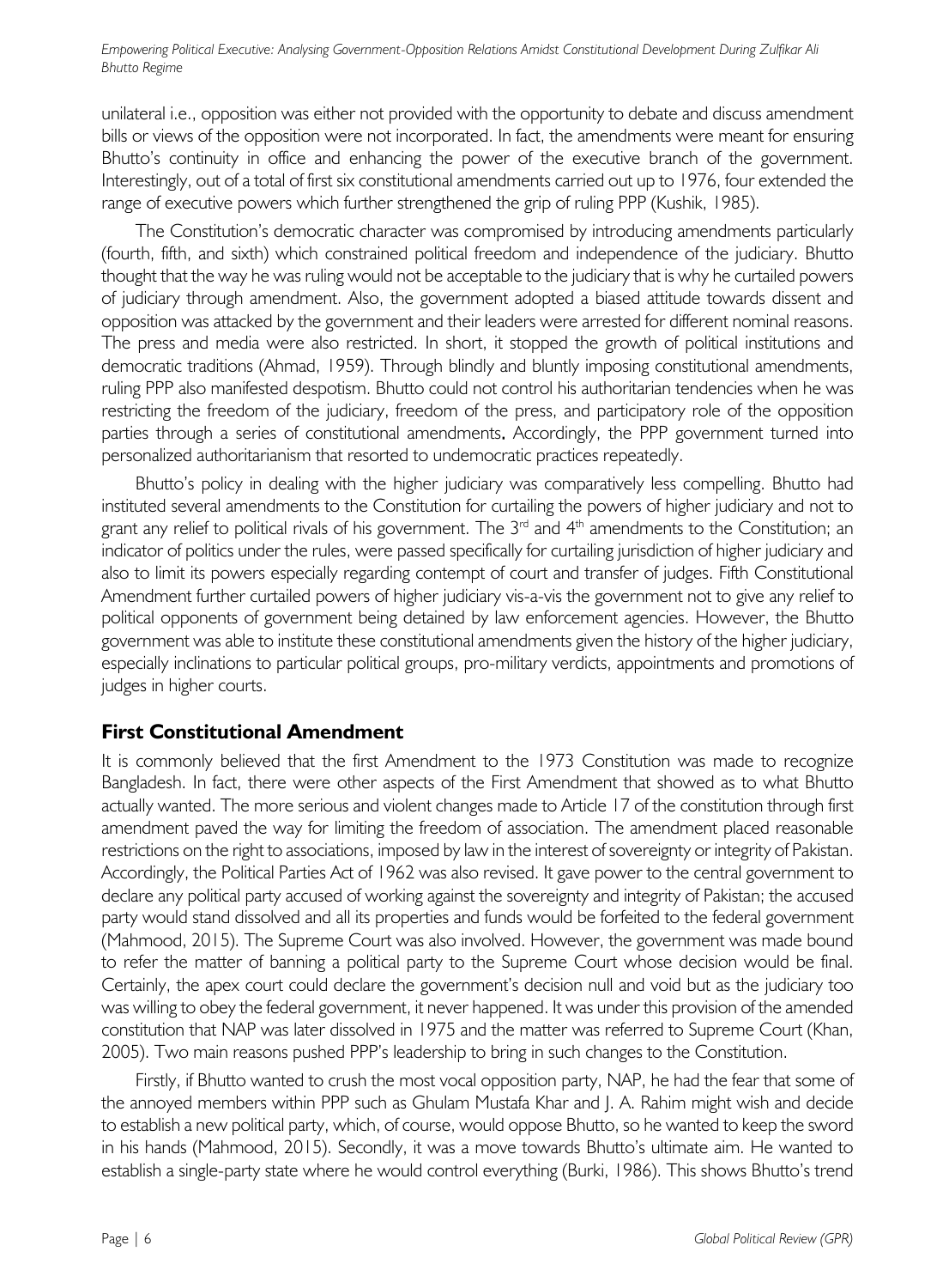unilateral i.e., opposition was either not provided with the opportunity to debate and discuss amendment bills or views of the opposition were not incorporated. In fact, the amendments were meant for ensuring Bhutto's continuity in office and enhancing the power of the executive branch of the government. Interestingly, out of a total of first six constitutional amendments carried out up to 1976, four extended the range of executive powers which further strengthened the grip of ruling PPP (Kushik, 1985).

The Constitution's democratic character was compromised by introducing amendments particularly (fourth, fifth, and sixth) which constrained political freedom and independence of the judiciary. Bhutto thought that the way he was ruling would not be acceptable to the judiciary that is why he curtailed powers of judiciary through amendment. Also, the government adopted a biased attitude towards dissent and opposition was attacked by the government and their leaders were arrested for different nominal reasons. The press and media were also restricted. In short, it stopped the growth of political institutions and democratic traditions (Ahmad, 1959). Through blindly and bluntly imposing constitutional amendments, ruling PPP also manifested despotism. Bhutto could not control his authoritarian tendencies when he was restricting the freedom of the judiciary, freedom of the press, and participatory role of the opposition parties through a series of constitutional amendments**.** Accordingly, the PPP government turned into personalized authoritarianism that resorted to undemocratic practices repeatedly.

Bhutto's policy in dealing with the higher judiciary was comparatively less compelling. Bhutto had instituted several amendments to the Constitution for curtailing the powers of higher judiciary and not to grant any relief to political rivals of his government. The 3rd and 4th amendments to the Constitution; an indicator of politics under the rules, were passed specifically for curtailing jurisdiction of higher judiciary and also to limit its powers especially regarding contempt of court and transfer of judges. Fifth Constitutional Amendment further curtailed powers of higher judiciary vis-a-vis the government not to give any relief to political opponents of government being detained by law enforcement agencies. However, the Bhutto government was able to institute these constitutional amendments given the history of the higher judiciary, especially inclinations to particular political groups, pro-military verdicts, appointments and promotions of judges in higher courts.

## First Constitutional Amendment

It is commonly believed that the first Amendment to the 1973 Constitution was made to recognize Bangladesh. In fact, there were other aspects of the First Amendment that showed as to what Bhutto actually wanted. The more serious and violent changes made to Article 17 of the constitution through first amendment paved the way for limiting the freedom of association. The amendment placed reasonable restrictions on the right to associations, imposed by law in the interest of sovereignty or integrity of Pakistan. Accordingly, the Political Parties Act of 1962 was also revised. It gave power to the central government to declare any political party accused of working against the sovereignty and integrity of Pakistan; the accused party would stand dissolved and all its properties and funds would be forfeited to the federal government (Mahmood, 2015). The Supreme Court was also involved. However, the government was made bound to refer the matter of banning a political party to the Supreme Court whose decision would be final. Certainly, the apex court could declare the government's decision null and void but as the judiciary too was willing to obey the federal government, it never happened. It was under this provision of the amended constitution that NAP was later dissolved in 1975 and the matter was referred to Supreme Court (Khan, 2005). Two main reasons pushed PPP's leadership to bring in such changes to the Constitution.

Firstly, if Bhutto wanted to crush the most vocal opposition party, NAP, he had the fear that some of the annoyed members within PPP such as Ghulam Mustafa Khar and J. A. Rahim might wish and decide to establish a new political party, which, of course, would oppose Bhutto, so he wanted to keep the sword in his hands (Mahmood, 2015). Secondly, it was a move towards Bhutto's ultimate aim. He wanted to establish a single-party state where he would control everything (Burki, 1986). This shows Bhutto's trend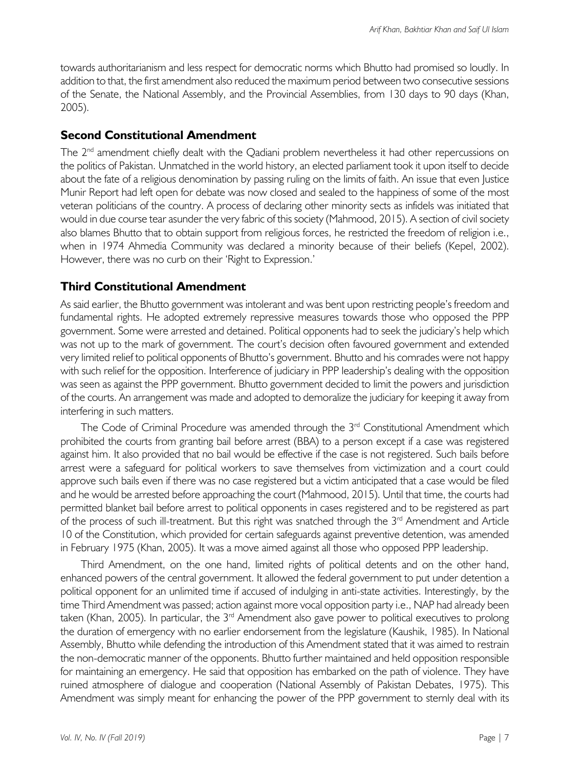towards authoritarianism and less respect for democratic norms which Bhutto had promised so loudly. In addition to that, the first amendment also reduced the maximum period between two consecutive sessions of the Senate, the National Assembly, and the Provincial Assemblies, from 130 days to 90 days (Khan, 2005).

## Second Constitutional Amendment

The 2nd amendment chiefly dealt with the Qadiani problem nevertheless it had other repercussions on the politics of Pakistan. Unmatched in the world history, an elected parliament took it upon itself to decide about the fate of a religious denomination by passing ruling on the limits of faith. An issue that even Justice Munir Report had left open for debate was now closed and sealed to the happiness of some of the most veteran politicians of the country. A process of declaring other minority sects as infidels was initiated that would in due course tear asunder the very fabric of this society (Mahmood, 2015). A section of civil society also blames Bhutto that to obtain support from religious forces, he restricted the freedom of religion i.e., when in 1974 Ahmedia Community was declared a minority because of their beliefs (Kepel, 2002). However, there was no curb on their 'Right to Expression.'

## Third Constitutional Amendment

As said earlier, the Bhutto government was intolerant and was bent upon restricting people's freedom and fundamental rights. He adopted extremely repressive measures towards those who opposed the PPP government. Some were arrested and detained. Political opponents had to seek the judiciary's help which was not up to the mark of government. The court's decision often favoured government and extended very limited relief to political opponents of Bhutto's government. Bhutto and his comrades were not happy with such relief for the opposition. Interference of judiciary in PPP leadership's dealing with the opposition was seen as against the PPP government. Bhutto government decided to limit the powers and jurisdiction of the courts. An arrangement was made and adopted to demoralize the judiciary for keeping it away from interfering in such matters.

The Code of Criminal Procedure was amended through the 3rd Constitutional Amendment which prohibited the courts from granting bail before arrest (BBA) to a person except if a case was registered against him. It also provided that no bail would be effective if the case is not registered. Such bails before arrest were a safeguard for political workers to save themselves from victimization and a court could approve such bails even if there was no case registered but a victim anticipated that a case would be filed and he would be arrested before approaching the court (Mahmood, 2015). Until that time, the courts had permitted blanket bail before arrest to political opponents in cases registered and to be registered as part of the process of such ill-treatment. But this right was snatched through the 3rd Amendment and Article 10 of the Constitution, which provided for certain safeguards against preventive detention, was amended in February 1975 (Khan, 2005). It was a move aimed against all those who opposed PPP leadership.

Third Amendment, on the one hand, limited rights of political detents and on the other hand, enhanced powers of the central government. It allowed the federal government to put under detention a political opponent for an unlimited time if accused of indulging in anti-state activities. Interestingly, by the time Third Amendment was passed; action against more vocal opposition party i.e., NAP had already been taken (Khan, 2005). In particular, the 3rd Amendment also gave power to political executives to prolong the duration of emergency with no earlier endorsement from the legislature (Kaushik, 1985). In National Assembly, Bhutto while defending the introduction of this Amendment stated that it was aimed to restrain the non-democratic manner of the opponents. Bhutto further maintained and held opposition responsible for maintaining an emergency. He said that opposition has embarked on the path of violence. They have ruined atmosphere of dialogue and cooperation (National Assembly of Pakistan Debates, 1975). This Amendment was simply meant for enhancing the power of the PPP government to sternly deal with its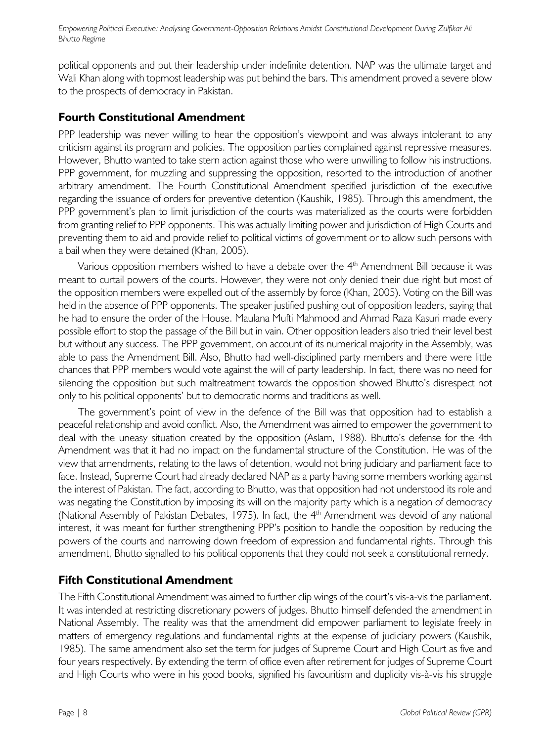political opponents and put their leadership under indefinite detention. NAP was the ultimate target and Wali Khan along with topmost leadership was put behind the bars. This amendment proved a severe blow to the prospects of democracy in Pakistan.

## Fourth Constitutional Amendment

PPP leadership was never willing to hear the opposition's viewpoint and was always intolerant to any criticism against its program and policies. The opposition parties complained against repressive measures. However, Bhutto wanted to take stern action against those who were unwilling to follow his instructions. PPP government, for muzzling and suppressing the opposition, resorted to the introduction of another arbitrary amendment. The Fourth Constitutional Amendment specified jurisdiction of the executive regarding the issuance of orders for preventive detention (Kaushik, 1985). Through this amendment, the PPP government's plan to limit jurisdiction of the courts was materialized as the courts were forbidden from granting relief to PPP opponents. This was actually limiting power and jurisdiction of High Courts and preventing them to aid and provide relief to political victims of government or to allow such persons with a bail when they were detained (Khan, 2005).

Various opposition members wished to have a debate over the 4th Amendment Bill because it was meant to curtail powers of the courts. However, they were not only denied their due right but most of the opposition members were expelled out of the assembly by force (Khan, 2005). Voting on the Bill was held in the absence of PPP opponents. The speaker justified pushing out of opposition leaders, saying that he had to ensure the order of the House. Maulana Mufti Mahmood and Ahmad Raza Kasuri made every possible effort to stop the passage of the Bill but in vain. Other opposition leaders also tried their level best but without any success. The PPP government, on account of its numerical majority in the Assembly, was able to pass the Amendment Bill. Also, Bhutto had well-disciplined party members and there were little chances that PPP members would vote against the will of party leadership. In fact, there was no need for silencing the opposition but such maltreatment towards the opposition showed Bhutto's disrespect not only to his political opponents' but to democratic norms and traditions as well.

The government's point of view in the defence of the Bill was that opposition had to establish a peaceful relationship and avoid conflict. Also, the Amendment was aimed to empower the government to deal with the uneasy situation created by the opposition (Aslam, 1988). Bhutto's defense for the 4th Amendment was that it had no impact on the fundamental structure of the Constitution. He was of the view that amendments, relating to the laws of detention, would not bring judiciary and parliament face to face. Instead, Supreme Court had already declared NAP as a party having some members working against the interest of Pakistan. The fact, according to Bhutto, was that opposition had not understood its role and was negating the Constitution by imposing its will on the majority party which is a negation of democracy (National Assembly of Pakistan Debates, 1975). In fact, the 4th Amendment was devoid of any national interest, it was meant for further strengthening PPP's position to handle the opposition by reducing the powers of the courts and narrowing down freedom of expression and fundamental rights. Through this amendment, Bhutto signalled to his political opponents that they could not seek a constitutional remedy.

## Fifth Constitutional Amendment

The Fifth Constitutional Amendment was aimed to further clip wings of the court's vis-a-vis the parliament. It was intended at restricting discretionary powers of judges. Bhutto himself defended the amendment in National Assembly. The reality was that the amendment did empower parliament to legislate freely in matters of emergency regulations and fundamental rights at the expense of judiciary powers (Kaushik, 1985). The same amendment also set the term for judges of Supreme Court and High Court as five and four years respectively. By extending the term of office even after retirement for judges of Supreme Court and High Courts who were in his good books, signified his favouritism and duplicity vis-à-vis his struggle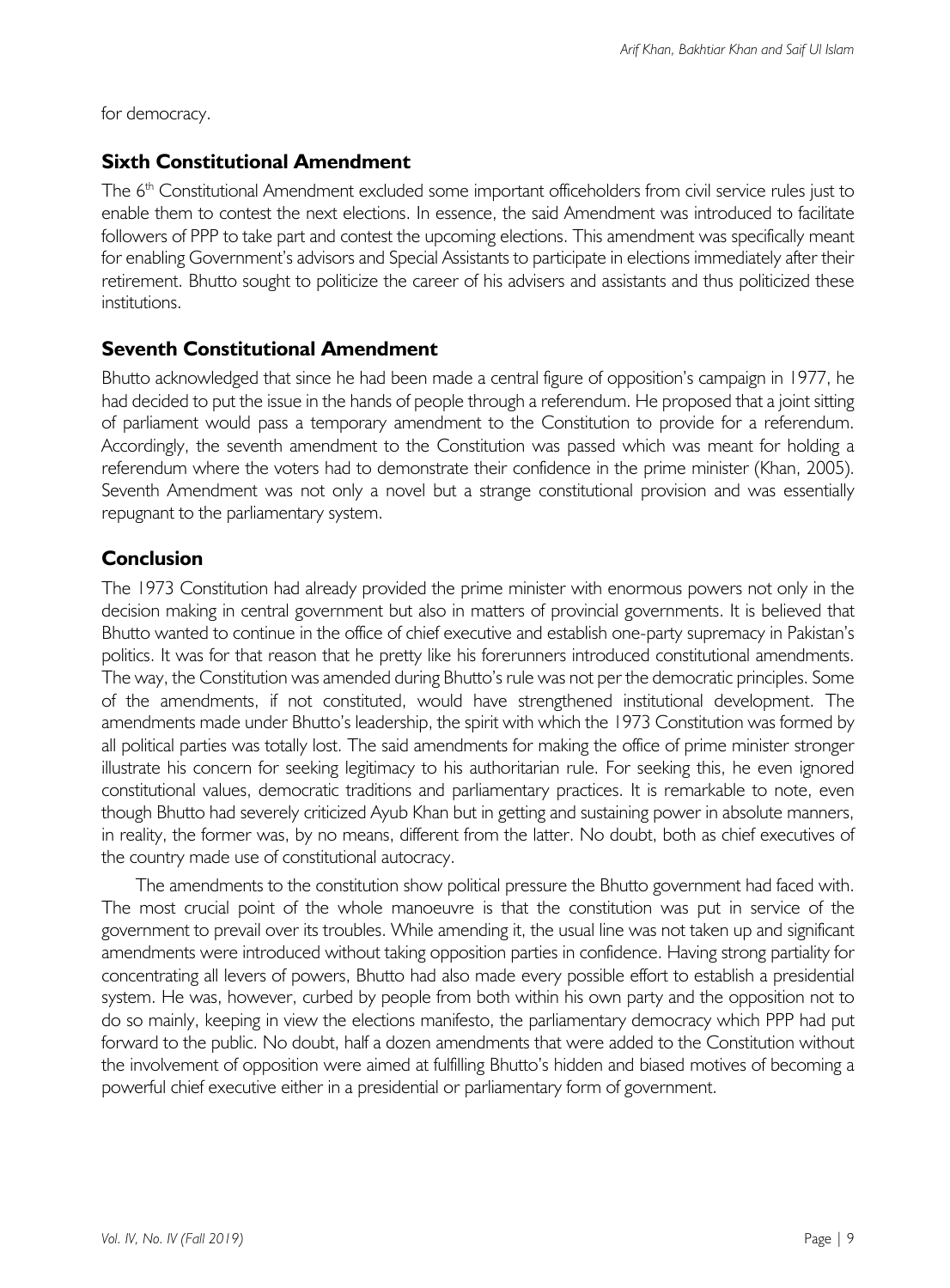for democracy.

## Sixth Constitutional Amendment

The 6th Constitutional Amendment excluded some important officeholders from civil service rules just to enable them to contest the next elections. In essence, the said Amendment was introduced to facilitate followers of PPP to take part and contest the upcoming elections. This amendment was specifically meant for enabling Government's advisors and Special Assistants to participate in elections immediately after their retirement. Bhutto sought to politicize the career of his advisers and assistants and thus politicized these institutions.

## Seventh Constitutional Amendment

Bhutto acknowledged that since he had been made a central figure of opposition's campaign in 1977, he had decided to put the issue in the hands of people through a referendum. He proposed that a joint sitting of parliament would pass a temporary amendment to the Constitution to provide for a referendum. Accordingly, the seventh amendment to the Constitution was passed which was meant for holding a referendum where the voters had to demonstrate their confidence in the prime minister (Khan, 2005). Seventh Amendment was not only a novel but a strange constitutional provision and was essentially repugnant to the parliamentary system.

## Conclusion

The 1973 Constitution had already provided the prime minister with enormous powers not only in the decision making in central government but also in matters of provincial governments. It is believed that Bhutto wanted to continue in the office of chief executive and establish one-party supremacy in Pakistan's politics. It was for that reason that he pretty like his forerunners introduced constitutional amendments. The way, the Constitution was amended during Bhutto's rule was not per the democratic principles. Some of the amendments, if not constituted, would have strengthened institutional development. The amendments made under Bhutto's leadership, the spirit with which the 1973 Constitution was formed by all political parties was totally lost. The said amendments for making the office of prime minister stronger illustrate his concern for seeking legitimacy to his authoritarian rule. For seeking this, he even ignored constitutional values, democratic traditions and parliamentary practices. It is remarkable to note, even though Bhutto had severely criticized Ayub Khan but in getting and sustaining power in absolute manners, in reality, the former was, by no means, different from the latter. No doubt, both as chief executives of the country made use of constitutional autocracy.

The amendments to the constitution show political pressure the Bhutto government had faced with. The most crucial point of the whole manoeuvre is that the constitution was put in service of the government to prevail over its troubles. While amending it, the usual line was not taken up and significant amendments were introduced without taking opposition parties in confidence. Having strong partiality for concentrating all levers of powers, Bhutto had also made every possible effort to establish a presidential system. He was, however, curbed by people from both within his own party and the opposition not to do so mainly, keeping in view the elections manifesto, the parliamentary democracy which PPP had put forward to the public. No doubt, half a dozen amendments that were added to the Constitution without the involvement of opposition were aimed at fulfilling Bhutto's hidden and biased motives of becoming a powerful chief executive either in a presidential or parliamentary form of government.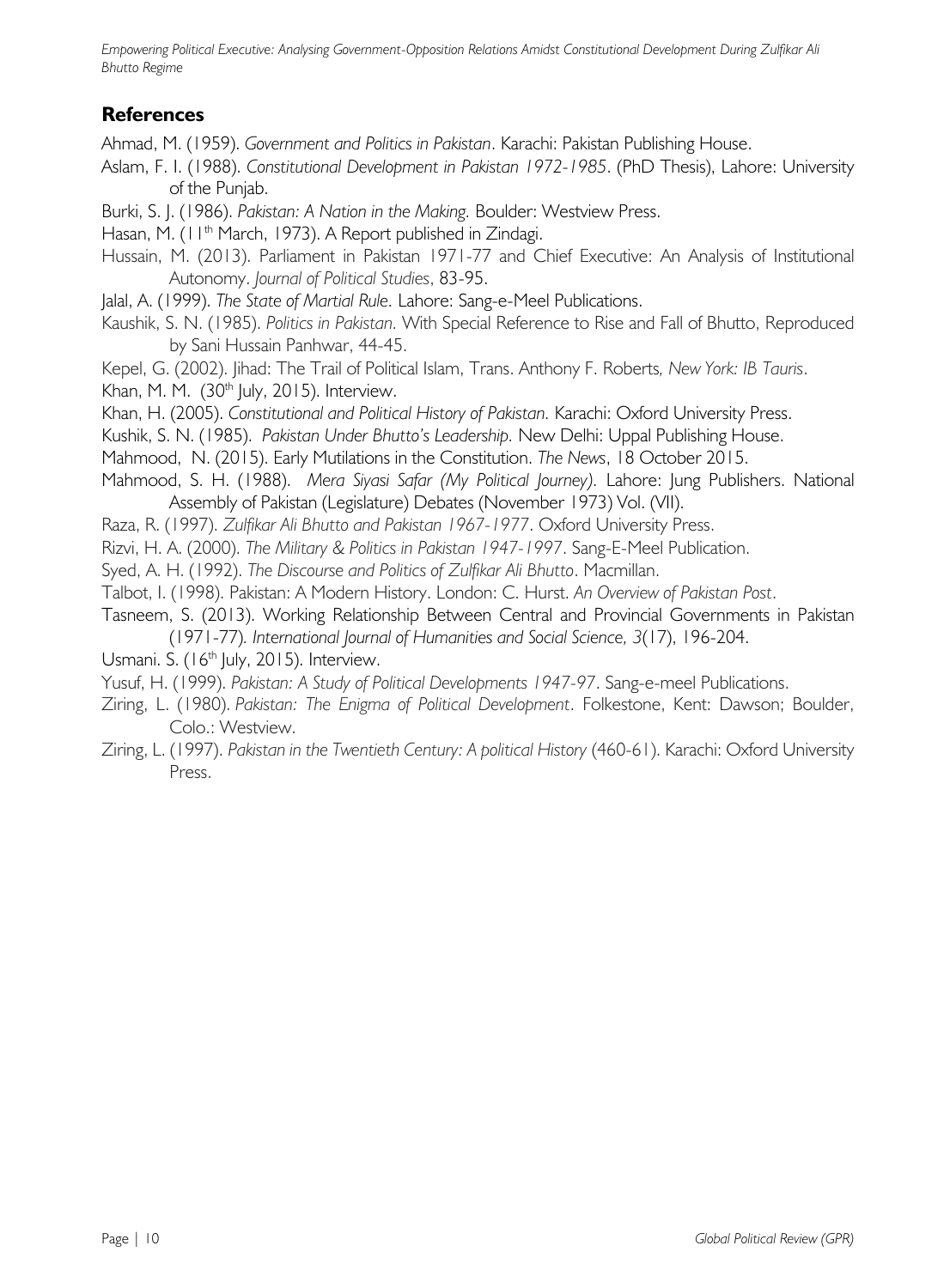## References

Ahmad, M. (1959). *Government and Politics in Pakistan*. Karachi: Pakistan Publishing House.

Aslam, F. I. (1988). *Constitutional Development in Pakistan 1972-1985*. (PhD Thesis), Lahore: University of the Punjab.

Burki, S. J. (1986). *Pakistan: A Nation in the Making.* Boulder: Westview Press.

Hasan, M. (11th March, 1973). A Report published in Zindagi.

Hussain, M. (2013). Parliament in Pakistan 1971-77 and Chief Executive: An Analysis of Institutional Autonomy. *Journal of Political Studies*, 83-95.

Jalal, A. (1999). *The State of Martial Rule.* Lahore: Sang-e-Meel Publications.

Kaushik, S. N. (1985). *Politics in Pakistan.* With Special Reference to Rise and Fall of Bhutto, Reproduced by Sani Hussain Panhwar, 44-45.

Kepel, G. (2002). Jihad: The Trail of Political Islam, Trans. Anthony F. Roberts*, New York: IB Tauris*.

Khan, M. M. (30th July, 2015). Interview.

Khan, H. (2005). *Constitutional and Political History of Pakistan.* Karachi: Oxford University Press.

Kushik, S. N. (1985). *Pakistan Under Bhutto's Leadership.* New Delhi: Uppal Publishing House.

Mahmood, N. (2015). Early Mutilations in the Constitution. *The News*, 18 October 2015.

Mahmood, S. H. (1988). *Mera Siyasi Safar (My Political Journey).* Lahore: Jung Publishers. National Assembly of Pakistan (Legislature) Debates (November 1973) Vol. (VII).

Raza, R. (1997). *Zulfikar Ali Bhutto and Pakistan 1967-1977*. Oxford University Press.

Rizvi, H. A. (2000). *The Military & Politics in Pakistan 1947-1997*. Sang-E-Meel Publication.

Syed, A. H. (1992). *The Discourse and Politics of Zulfikar Ali Bhutto*. Macmillan.

Talbot, I. (1998). Pakistan: A Modern History. London: C. Hurst. *An Overview of Pakistan Post*.

Tasneem, S. (2013). Working Relationship Between Central and Provincial Governments in Pakistan (1971-77)*. International Journal of Humanities and Social Science, 3*(17), 196-204.

Usmani. S. (16th July, 2015). Interview.

Yusuf, H. (1999). *Pakistan: A Study of Political Developments 1947-97*. Sang-e-meel Publications.

Ziring, L. (1980). *Pakistan: The Enigma of Political Development*. Folkestone, Kent: Dawson; Boulder, Colo.: Westview.

Ziring, L. (1997). *Pakistan in the Twentieth Century: A political History* (460-61). Karachi: Oxford University Press.